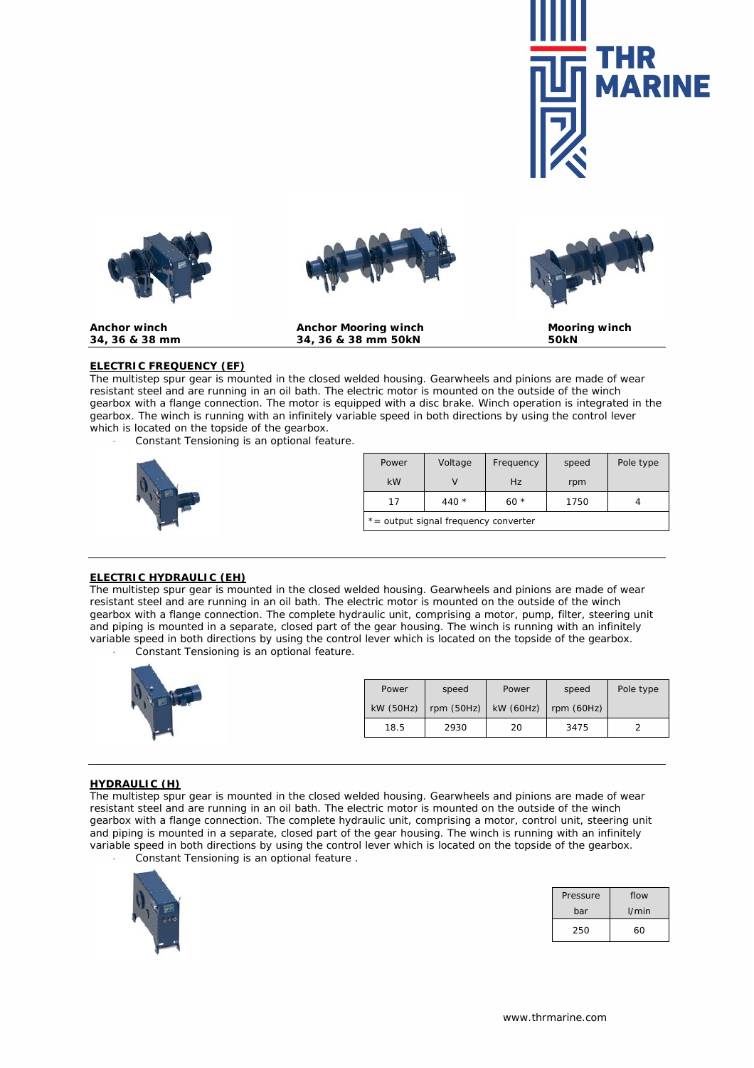THR MARINE

| Anchor winch<br>34, 36 & 38 mm | Anchor Mooring winch<br>34, 36 & 38 mm 50kN | Mooring winch<br>50kN |
|---|---|---|

## ELECTRIC FREQUENCY (EF)

The multistep spur gear is mounted in the closed welded housing. Gearwheels and pinions are made of wear resistant steel and are running in an oil bath. The electric motor is mounted on the outside of the winch gearbox with a flange connection. The motor is equipped with a disc brake. Winch operation is integrated in the gearbox. The winch is running with an infinitely variable speed in both directions by using the control lever which is located on the topside of the gearbox.

- Constant Tensioning is an optional feature.

| Power<br>kW | Voltage<br>V | Frequency<br>Hz | speed<br>rpm | Pole type |
|---|---|---|---|---|
| 17 | 440 * | 60 * | 1750 | 4 |
| * = output signal frequency converter | | | | |

## ELECTRIC HYDRAULIC (EH)

The multistep spur gear is mounted in the closed welded housing. Gearwheels and pinions are made of wear resistant steel and are running in an oil bath. The electric motor is mounted on the outside of the winch gearbox with a flange connection. The complete hydraulic unit, comprising a motor, pump, filter, steering unit and piping is mounted in a separate, closed part of the gear housing. The winch is running with an infinitely variable speed in both directions by using the control lever which is located on the topside of the gearbox.

- Constant Tensioning is an optional feature.

| Power<br>kW (50Hz) | speed<br>rpm (50Hz) | Power<br>kW (60Hz) | speed<br>rpm (60Hz) | Pole type |
|---|---|---|---|---|
| 18.5 | 2930 | 20 | 3475 | 2 |

## HYDRAULIC (H)

The multistep spur gear is mounted in the closed welded housing. Gearwheels and pinions are made of wear resistant steel and are running in an oil bath. The electric motor is mounted on the outside of the winch gearbox with a flange connection. The complete hydraulic unit, comprising a motor, control unit, steering unit and piping is mounted in a separate, closed part of the gear housing. The winch is running with an infinitely variable speed in both directions by using the control lever which is located on the topside of the gearbox.

- Constant Tensioning is an optional feature .

| Pressure<br>bar | flow<br>l/min |
|---|---|
| 250 | 60 |

www.thrmarine.com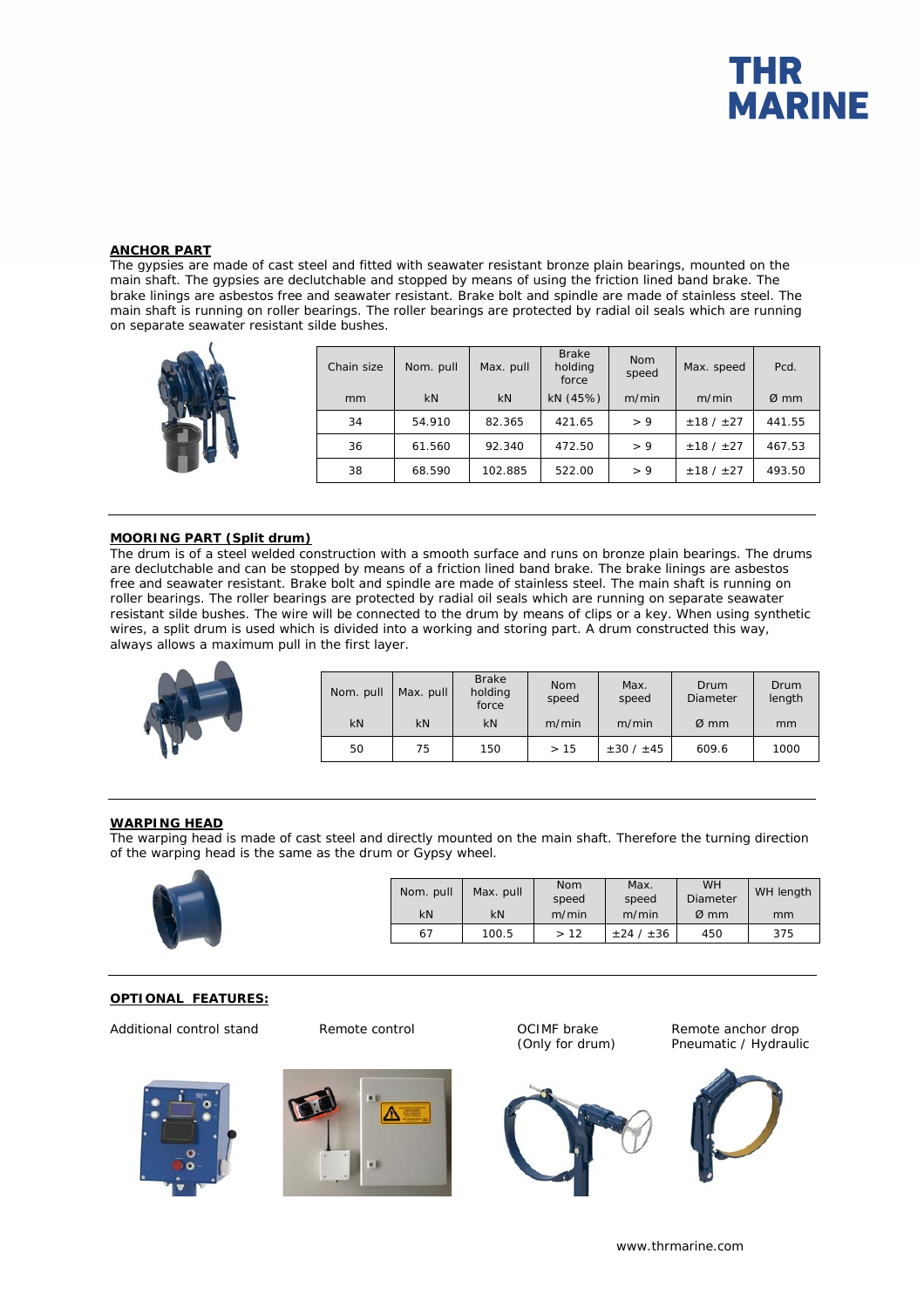## ANCHOR PART

The gypsies are made of cast steel and fitted with seawater resistant bronze plain bearings, mounted on the main shaft. The gypsies are declutchable and stopped by means of using the friction lined band brake. The brake linings are asbestos free and seawater resistant. Brake bolt and spindle are made of stainless steel. The main shaft is running on roller bearings. The roller bearings are protected by radial oil seals which are running on separate seawater resistant silde bushes.

| Chain size | Nom. pull | Max. pull | Brake holding force | Nom speed | Max. speed | Pcd. |
|---|---|---|---|---|---|---|
| mm | kN | kN | kN (45%) | m/min | m/min | Ø mm |
| 34 | 54.910 | 82.365 | 421.65 | > 9 | ±18 / ±27 | 441.55 |
| 36 | 61.560 | 92.340 | 472.50 | > 9 | ±18 / ±27 | 467.53 |
| 38 | 68.590 | 102.885 | 522.00 | > 9 | ±18 / ±27 | 493.50 |

## MOORING PART (Split drum)

The drum is of a steel welded construction with a smooth surface and runs on bronze plain bearings. The drums are declutchable and can be stopped by means of a friction lined band brake. The brake linings are asbestos free and seawater resistant. Brake bolt and spindle are made of stainless steel. The main shaft is running on roller bearings. The roller bearings are protected by radial oil seals which are running on separate seawater resistant silde bushes. The wire will be connected to the drum by means of clips or a key. When using synthetic wires, a split drum is used which is divided into a working and storing part. A drum constructed this way, always allows a maximum pull in the first layer.

| Nom. pull | Max. pull | Brake holding force | Nom speed | Max. speed | Drum Diameter | Drum length |
|---|---|---|---|---|---|---|
| kN | kN | kN | m/min | m/min | Ø mm | mm |
| 50 | 75 | 150 | > 15 | ±30 / ±45 | 609.6 | 1000 |

## WARPING HEAD

The warping head is made of cast steel and directly mounted on the main shaft. Therefore the turning direction of the warping head is the same as the drum or Gypsy wheel.

| Nom. pull | Max. pull | Nom speed | Max. speed | WH Diameter | WH length |
|---|---|---|---|---|---|
| kN | kN | m/min | m/min | Ø mm | mm |
| 67 | 100.5 | > 12 | ±24 / ±36 | 450 | 375 |

## OPTIONAL FEATURES:

Additional control stand

Remote control

OCIMF brake
(Only for drum)

Remote anchor drop
Pneumatic / Hydraulic

www.thrmarine.com